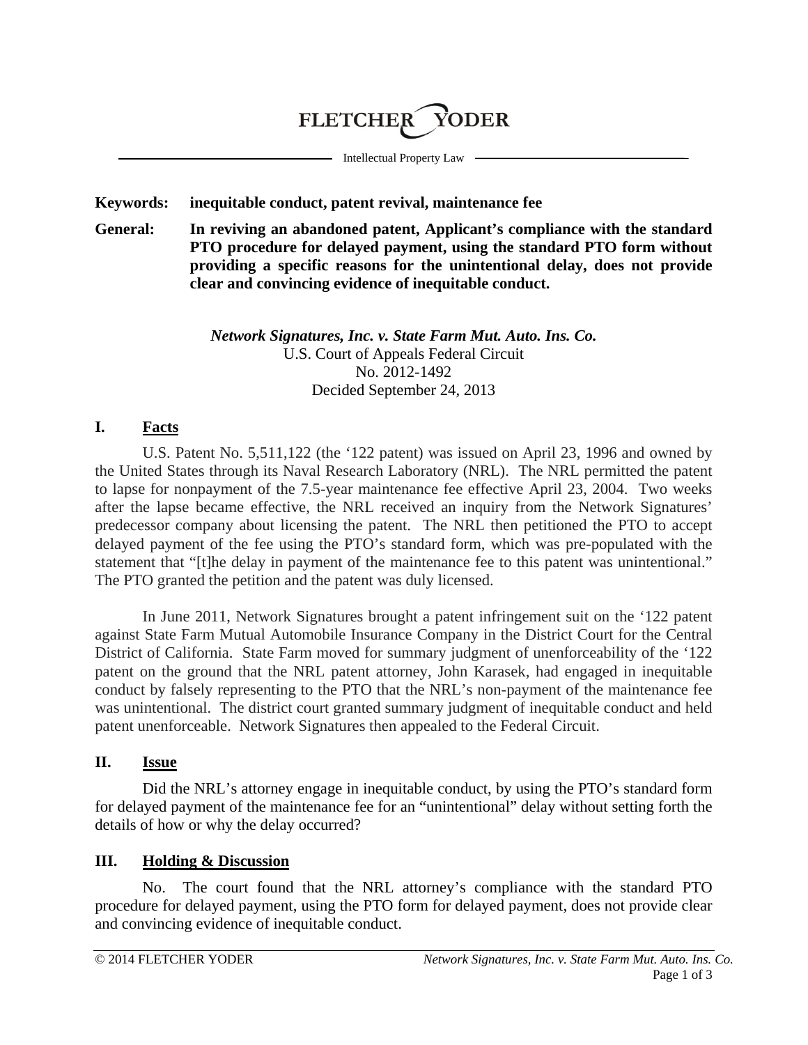# FLETCHER YODER

Intellectual Property Law

**Keywords:** **inequitable conduct, patent revival, maintenance fee**

**General:** **In reviving an abandoned patent, Applicant's compliance with the standard PTO procedure for delayed payment, using the standard PTO form without providing a specific reasons for the unintentional delay, does not provide clear and convincing evidence of inequitable conduct.**

***Network Signatures, Inc. v. State Farm Mut. Auto. Ins. Co.***
U.S. Court of Appeals Federal Circuit
No. 2012-1492
Decided September 24, 2013

## I. Facts

U.S. Patent No. 5,511,122 (the '122 patent) was issued on April 23, 1996 and owned by the United States through its Naval Research Laboratory (NRL). The NRL permitted the patent to lapse for nonpayment of the 7.5-year maintenance fee effective April 23, 2004. Two weeks after the lapse became effective, the NRL received an inquiry from the Network Signatures' predecessor company about licensing the patent. The NRL then petitioned the PTO to accept delayed payment of the fee using the PTO's standard form, which was pre-populated with the statement that "[t]he delay in payment of the maintenance fee to this patent was unintentional." The PTO granted the petition and the patent was duly licensed.

In June 2011, Network Signatures brought a patent infringement suit on the '122 patent against State Farm Mutual Automobile Insurance Company in the District Court for the Central District of California. State Farm moved for summary judgment of unenforceability of the '122 patent on the ground that the NRL patent attorney, John Karasek, had engaged in inequitable conduct by falsely representing to the PTO that the NRL's non-payment of the maintenance fee was unintentional. The district court granted summary judgment of inequitable conduct and held patent unenforceable. Network Signatures then appealed to the Federal Circuit.

## II. Issue

Did the NRL's attorney engage in inequitable conduct, by using the PTO's standard form for delayed payment of the maintenance fee for an "unintentional" delay without setting forth the details of how or why the delay occurred?

## III. Holding & Discussion

No. The court found that the NRL attorney's compliance with the standard PTO procedure for delayed payment, using the PTO form for delayed payment, does not provide clear and convincing evidence of inequitable conduct.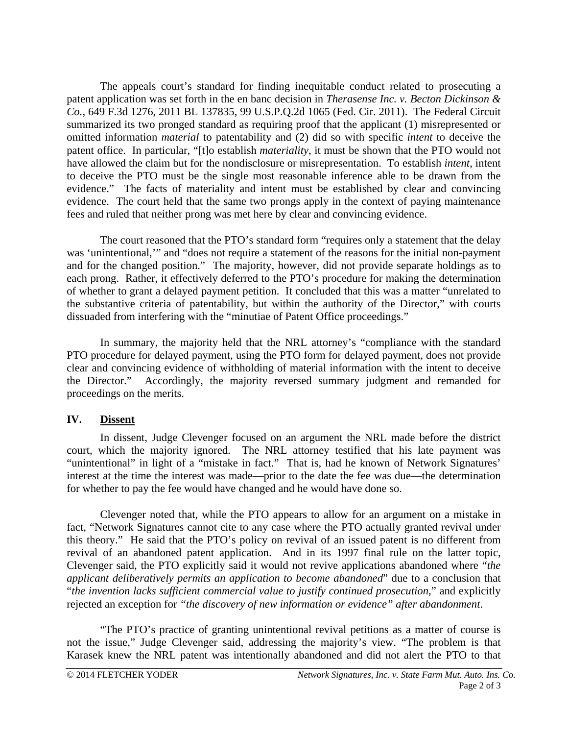The appeals court's standard for finding inequitable conduct related to prosecuting a patent application was set forth in the en banc decision in *Therasense Inc. v. Becton Dickinson & Co.*, 649 F.3d 1276, 2011 BL 137835, 99 U.S.P.Q.2d 1065 (Fed. Cir. 2011). The Federal Circuit summarized its two pronged standard as requiring proof that the applicant (1) misrepresented or omitted information *material* to patentability and (2) did so with specific *intent* to deceive the patent office. In particular, "[t]o establish *materiality*, it must be shown that the PTO would not have allowed the claim but for the nondisclosure or misrepresentation. To establish *intent*, intent to deceive the PTO must be the single most reasonable inference able to be drawn from the evidence." The facts of materiality and intent must be established by clear and convincing evidence. The court held that the same two prongs apply in the context of paying maintenance fees and ruled that neither prong was met here by clear and convincing evidence.

The court reasoned that the PTO's standard form "requires only a statement that the delay was 'unintentional,'" and "does not require a statement of the reasons for the initial non-payment and for the changed position." The majority, however, did not provide separate holdings as to each prong. Rather, it effectively deferred to the PTO's procedure for making the determination of whether to grant a delayed payment petition. It concluded that this was a matter "unrelated to the substantive criteria of patentability, but within the authority of the Director," with courts dissuaded from interfering with the "minutiae of Patent Office proceedings."

In summary, the majority held that the NRL attorney's "compliance with the standard PTO procedure for delayed payment, using the PTO form for delayed payment, does not provide clear and convincing evidence of withholding of material information with the intent to deceive the Director." Accordingly, the majority reversed summary judgment and remanded for proceedings on the merits.

## IV. Dissent

In dissent, Judge Clevenger focused on an argument the NRL made before the district court, which the majority ignored. The NRL attorney testified that his late payment was "unintentional" in light of a "mistake in fact." That is, had he known of Network Signatures' interest at the time the interest was made—prior to the date the fee was due—the determination for whether to pay the fee would have changed and he would have done so.

Clevenger noted that, while the PTO appears to allow for an argument on a mistake in fact, "Network Signatures cannot cite to any case where the PTO actually granted revival under this theory." He said that the PTO's policy on revival of an issued patent is no different from revival of an abandoned patent application. And in its 1997 final rule on the latter topic, Clevenger said, the PTO explicitly said it would not revive applications abandoned where "*the applicant deliberatively permits an application to become abandoned*" due to a conclusion that "*the invention lacks sufficient commercial value to justify continued prosecution*," and explicitly rejected an exception for *"the discovery of new information or evidence" after abandonment*.

"The PTO's practice of granting unintentional revival petitions as a matter of course is not the issue," Judge Clevenger said, addressing the majority's view. "The problem is that Karasek knew the NRL patent was intentionally abandoned and did not alert the PTO to that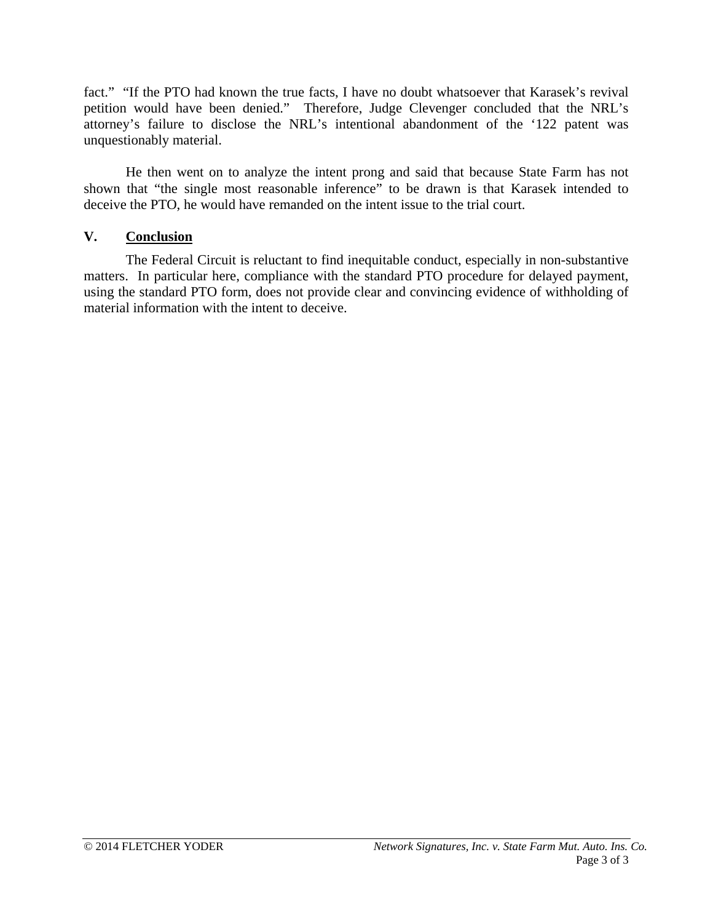fact." "If the PTO had known the true facts, I have no doubt whatsoever that Karasek's revival petition would have been denied." Therefore, Judge Clevenger concluded that the NRL's attorney's failure to disclose the NRL's intentional abandonment of the '122 patent was unquestionably material.

He then went on to analyze the intent prong and said that because State Farm has not shown that "the single most reasonable inference" to be drawn is that Karasek intended to deceive the PTO, he would have remanded on the intent issue to the trial court.

## V. Conclusion

The Federal Circuit is reluctant to find inequitable conduct, especially in non-substantive matters. In particular here, compliance with the standard PTO procedure for delayed payment, using the standard PTO form, does not provide clear and convincing evidence of withholding of material information with the intent to deceive.